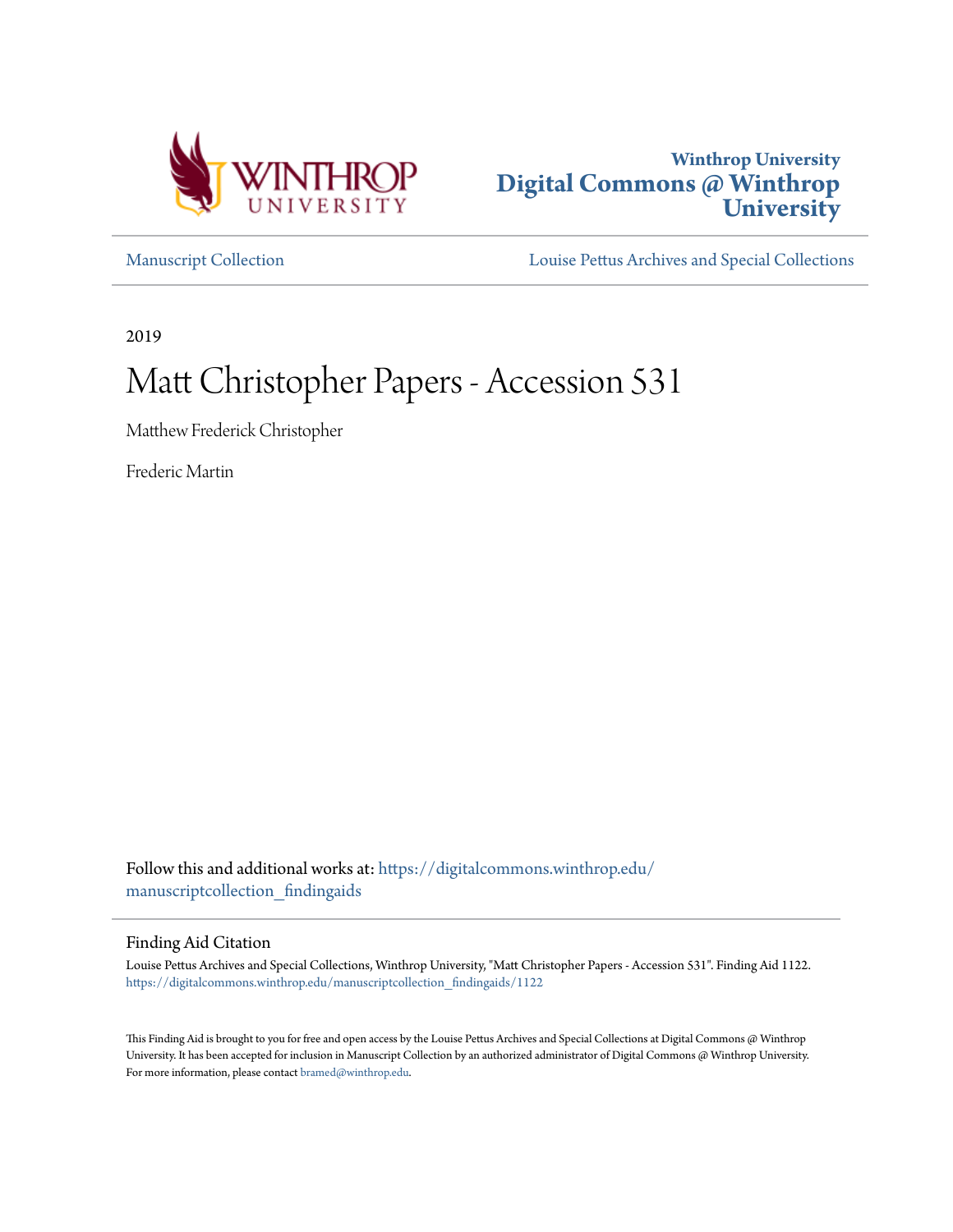Winthrop University
**Digital Commons @ Winthrop University**

Manuscript Collection

Louise Pettus Archives and Special Collections

2019

# Matt Christopher Papers - Accession 531

Matthew Frederick Christopher

Frederic Martin

Follow this and additional works at: https://digitalcommons.winthrop.edu/manuscriptcollection_findingaids

## Finding Aid Citation

Louise Pettus Archives and Special Collections, Winthrop University, "Matt Christopher Papers - Accession 531". Finding Aid 1122.
https://digitalcommons.winthrop.edu/manuscriptcollection_findingaids/1122

This Finding Aid is brought to you for free and open access by the Louise Pettus Archives and Special Collections at Digital Commons @ Winthrop University. It has been accepted for inclusion in Manuscript Collection by an authorized administrator of Digital Commons @ Winthrop University. For more information, please contact bramed@winthrop.edu.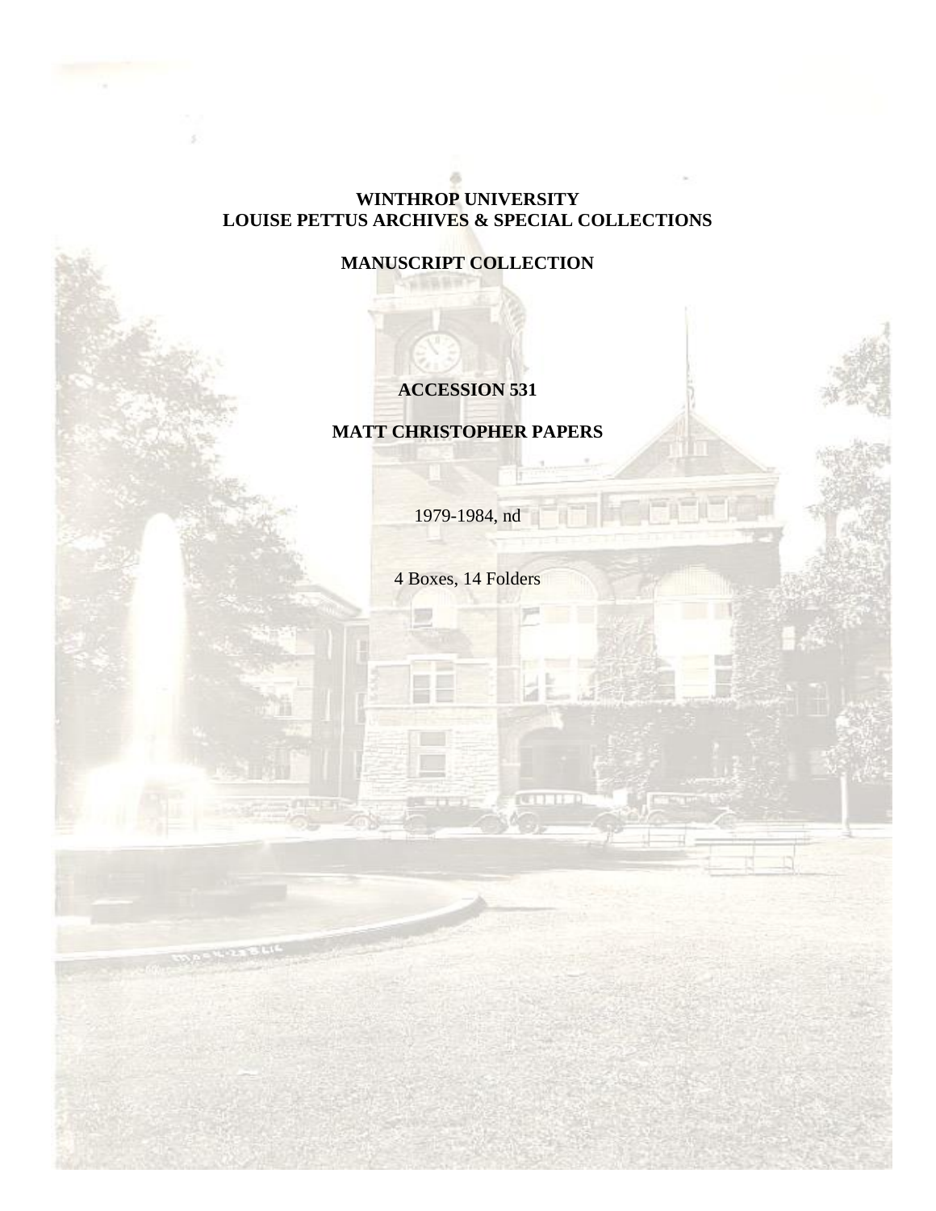**WINTHROP UNIVERSITY**
**LOUISE PETTUS ARCHIVES & SPECIAL COLLECTIONS**

**MANUSCRIPT COLLECTION**

**ACCESSION 531**

**MATT CHRISTOPHER PAPERS**

1979-1984, nd

4 Boxes, 14 Folders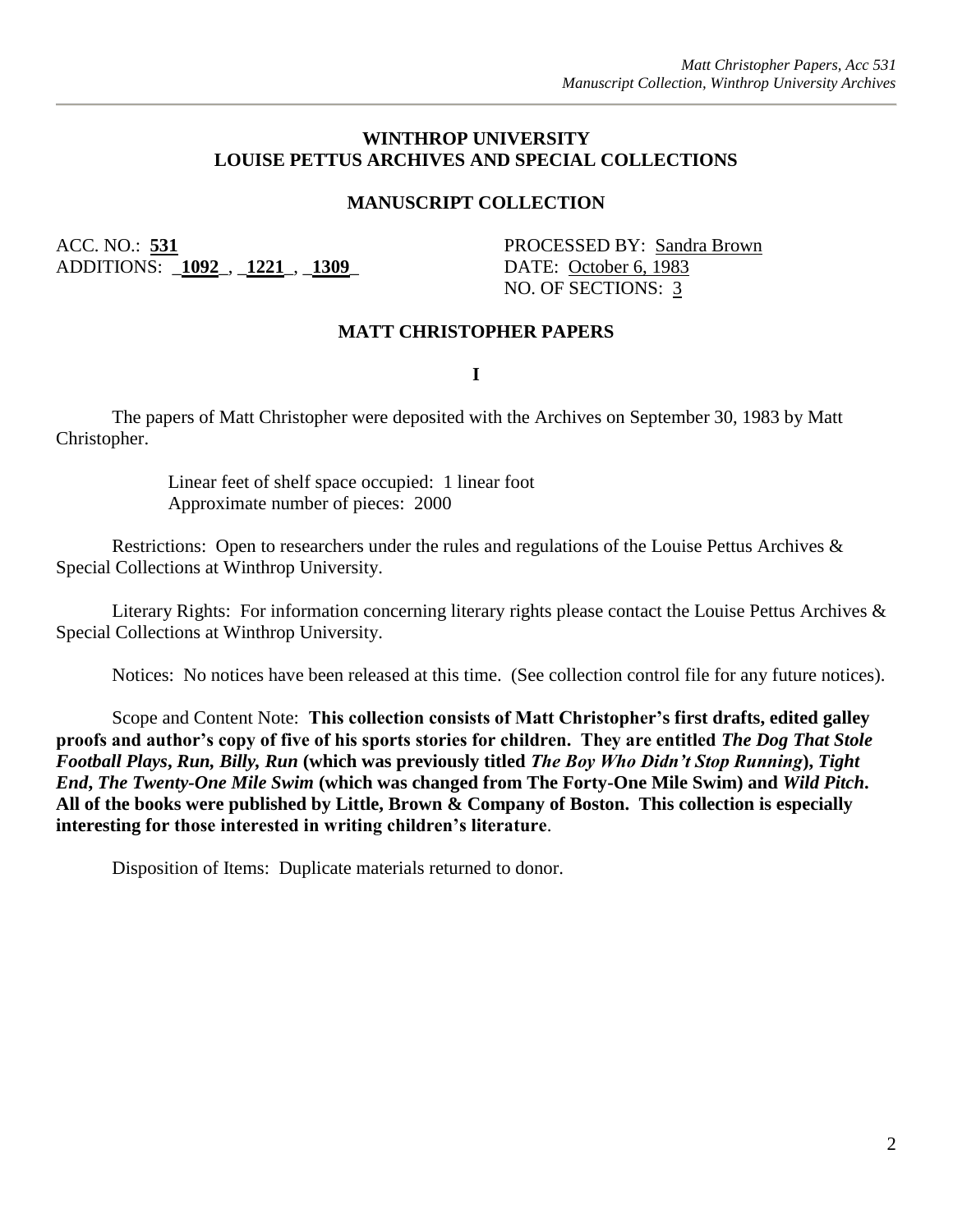# WINTHROP UNIVERSITY
# LOUISE PETTUS ARCHIVES AND SPECIAL COLLECTIONS

## MANUSCRIPT COLLECTION

ACC. NO.: **531**
ADDITIONS: **1092**, **1221**, **1309**

PROCESSED BY: Sandra Brown
DATE: October 6, 1983
NO. OF SECTIONS: 3

## MATT CHRISTOPHER PAPERS

### I

The papers of Matt Christopher were deposited with the Archives on September 30, 1983 by Matt Christopher.

Linear feet of shelf space occupied: 1 linear foot
Approximate number of pieces: 2000

Restrictions: Open to researchers under the rules and regulations of the Louise Pettus Archives & Special Collections at Winthrop University.

Literary Rights: For information concerning literary rights please contact the Louise Pettus Archives & Special Collections at Winthrop University.

Notices: No notices have been released at this time. (See collection control file for any future notices).

Scope and Content Note: **This collection consists of Matt Christopher's first drafts, edited galley proofs and author's copy of five of his sports stories for children. They are entitled *The Dog That Stole Football Plays*, *Run, Billy, Run* (which was previously titled *The Boy Who Didn't Stop Running*), *Tight End*, *The Twenty-One Mile Swim* (which was changed from The Forty-One Mile Swim) and *Wild Pitch*. All of the books were published by Little, Brown & Company of Boston. This collection is especially interesting for those interested in writing children's literature**.

Disposition of Items: Duplicate materials returned to donor.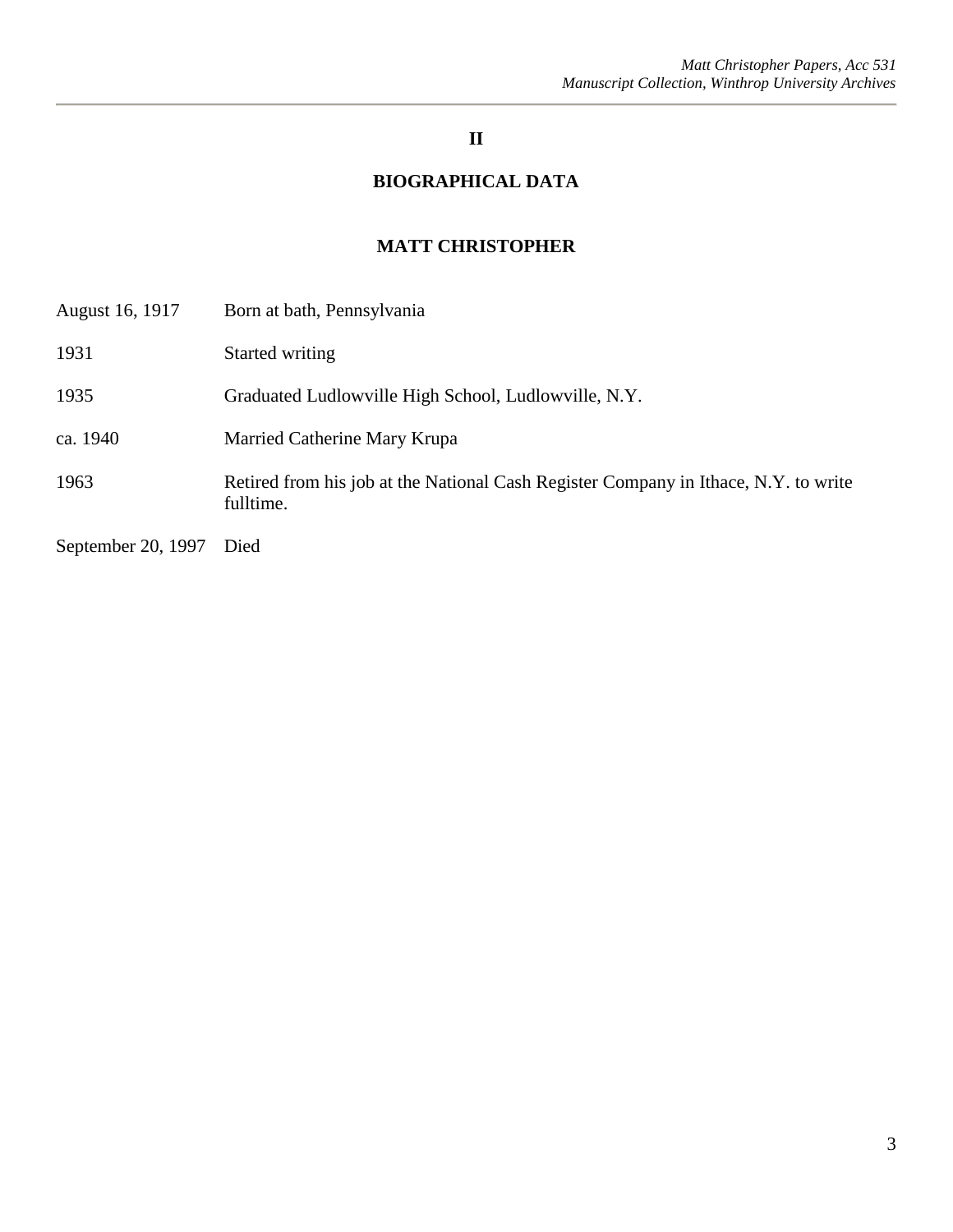# II

## BIOGRAPHICAL DATA

## MATT CHRISTOPHER

| | |
|---|---|
| August 16, 1917 | Born at bath, Pennsylvania |
| 1931 | Started writing |
| 1935 | Graduated Ludlowville High School, Ludlowville, N.Y. |
| ca. 1940 | Married Catherine Mary Krupa |
| 1963 | Retired from his job at the National Cash Register Company in Ithace, N.Y. to write fulltime. |
| September 20, 1997 | Died |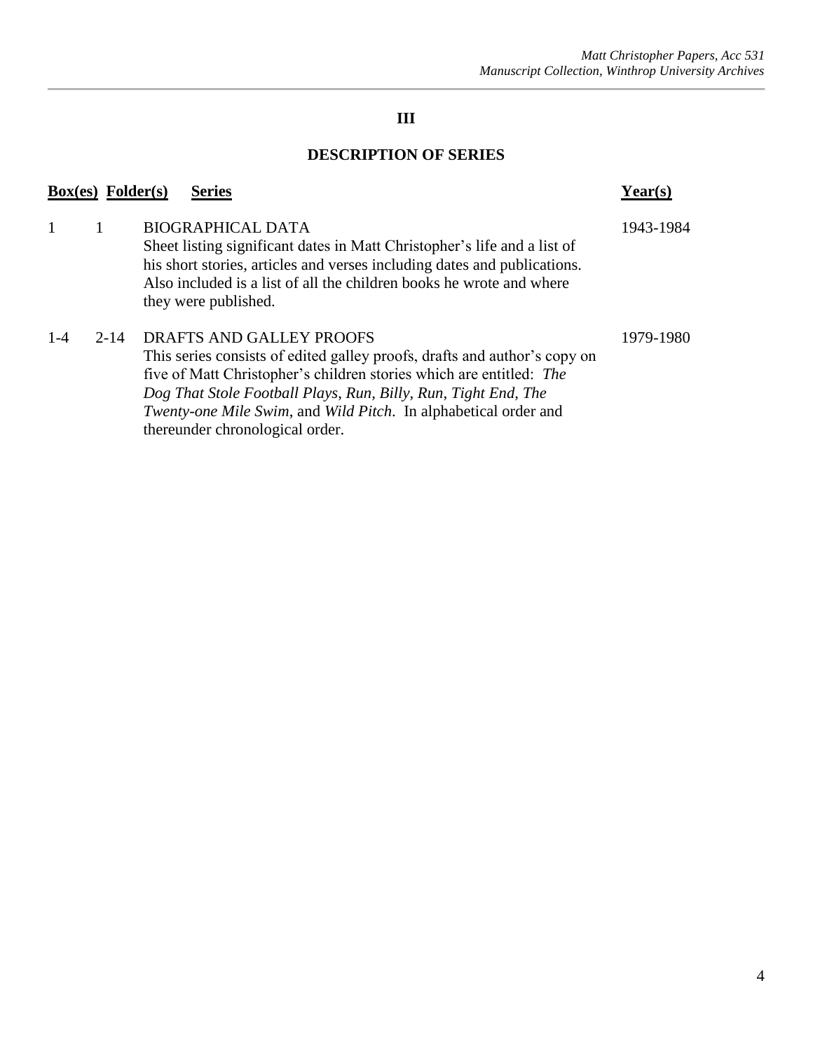# III

## DESCRIPTION OF SERIES

| Box(es) | Folder(s) | Series | Year(s) |
|---|---|---|---|
| 1 | 1 | BIOGRAPHICAL DATA<br>Sheet listing significant dates in Matt Christopher's life and a list of his short stories, articles and verses including dates and publications. Also included is a list of all the children books he wrote and where they were published. | 1943-1984 |
| 1-4 | 2-14 | DRAFTS AND GALLEY PROOFS<br>This series consists of edited galley proofs, drafts and author's copy on five of Matt Christopher's children stories which are entitled: *The Dog That Stole Football Plays*, *Run, Billy, Run*, *Tight End*, *The Twenty-one Mile Swim*, and *Wild Pitch*. In alphabetical order and thereunder chronological order. | 1979-1980 |